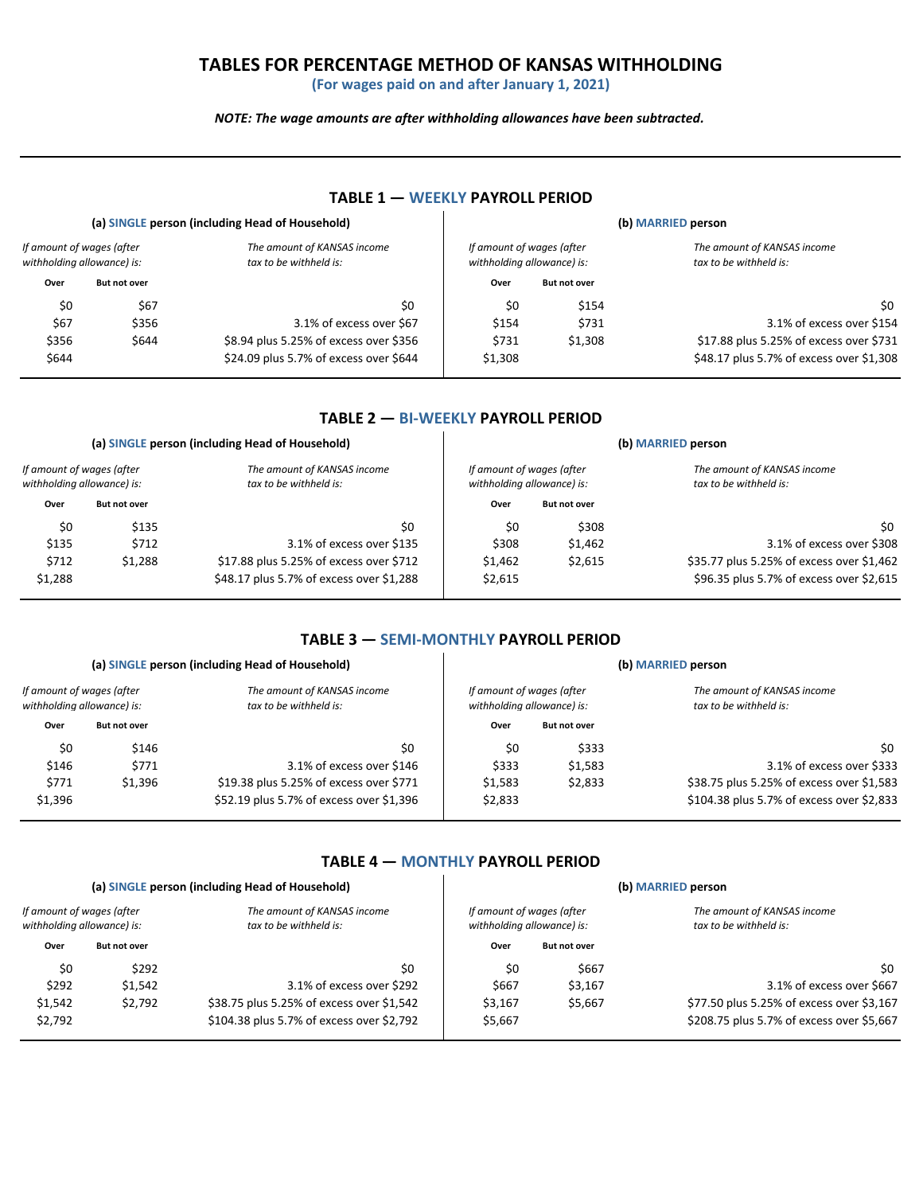# TABLES FOR PERCENTAGE METHOD OF KANSAS WITHHOLDING

**(For wages paid on and after January 1, 2021)**

***NOTE: The wage amounts are after withholding allowances have been subtracted.***

## TABLE 1 — WEEKLY PAYROLL PERIOD

**(a) SINGLE person (including Head of Household)**

| *If amount of wages (after withholding allowance) is:* Over | But not over | *The amount of KANSAS income tax to be withheld is:* |
|---|---|---|
| $0 | $67 | $0 |
| $67 | $356 | 3.1% of excess over $67 |
| $356 | $644 | $8.94 plus 5.25% of excess over $356 |
| $644 | | $24.09 plus 5.7% of excess over $644 |

**(b) MARRIED person**

| *If amount of wages (after withholding allowance) is:* Over | But not over | *The amount of KANSAS income tax to be withheld is:* |
|---|---|---|
| $0 | $154 | $0 |
| $154 | $731 | 3.1% of excess over $154 |
| $731 | $1,308 | $17.88 plus 5.25% of excess over $731 |
| $1,308 | | $48.17 plus 5.7% of excess over $1,308 |

## TABLE 2 — BI-WEEKLY PAYROLL PERIOD

**(a) SINGLE person (including Head of Household)**

| *If amount of wages (after withholding allowance) is:* Over | But not over | *The amount of KANSAS income tax to be withheld is:* |
|---|---|---|
| $0 | $135 | $0 |
| $135 | $712 | 3.1% of excess over $135 |
| $712 | $1,288 | $17.88 plus 5.25% of excess over $712 |
| $1,288 | | $48.17 plus 5.7% of excess over $1,288 |

**(b) MARRIED person**

| *If amount of wages (after withholding allowance) is:* Over | But not over | *The amount of KANSAS income tax to be withheld is:* |
|---|---|---|
| $0 | $308 | $0 |
| $308 | $1,462 | 3.1% of excess over $308 |
| $1,462 | $2,615 | $35.77 plus 5.25% of excess over $1,462 |
| $2,615 | | $96.35 plus 5.7% of excess over $2,615 |

## TABLE 3 — SEMI-MONTHLY PAYROLL PERIOD

**(a) SINGLE person (including Head of Household)**

| *If amount of wages (after withholding allowance) is:* Over | But not over | *The amount of KANSAS income tax to be withheld is:* |
|---|---|---|
| $0 | $146 | $0 |
| $146 | $771 | 3.1% of excess over $146 |
| $771 | $1,396 | $19.38 plus 5.25% of excess over $771 |
| $1,396 | | $52.19 plus 5.7% of excess over $1,396 |

**(b) MARRIED person**

| *If amount of wages (after withholding allowance) is:* Over | But not over | *The amount of KANSAS income tax to be withheld is:* |
|---|---|---|
| $0 | $333 | $0 |
| $333 | $1,583 | 3.1% of excess over $333 |
| $1,583 | $2,833 | $38.75 plus 5.25% of excess over $1,583 |
| $2,833 | | $104.38 plus 5.7% of excess over $2,833 |

## TABLE 4 — MONTHLY PAYROLL PERIOD

**(a) SINGLE person (including Head of Household)**

| *If amount of wages (after withholding allowance) is:* Over | But not over | *The amount of KANSAS income tax to be withheld is:* |
|---|---|---|
| $0 | $292 | $0 |
| $292 | $1,542 | 3.1% of excess over $292 |
| $1,542 | $2,792 | $38.75 plus 5.25% of excess over $1,542 |
| $2,792 | | $104.38 plus 5.7% of excess over $2,792 |

**(b) MARRIED person**

| *If amount of wages (after withholding allowance) is:* Over | But not over | *The amount of KANSAS income tax to be withheld is:* |
|---|---|---|
| $0 | $667 | $0 |
| $667 | $3,167 | 3.1% of excess over $667 |
| $3,167 | $5,667 | $77.50 plus 5.25% of excess over $3,167 |
| $5,667 | | $208.75 plus 5.7% of excess over $5,667 |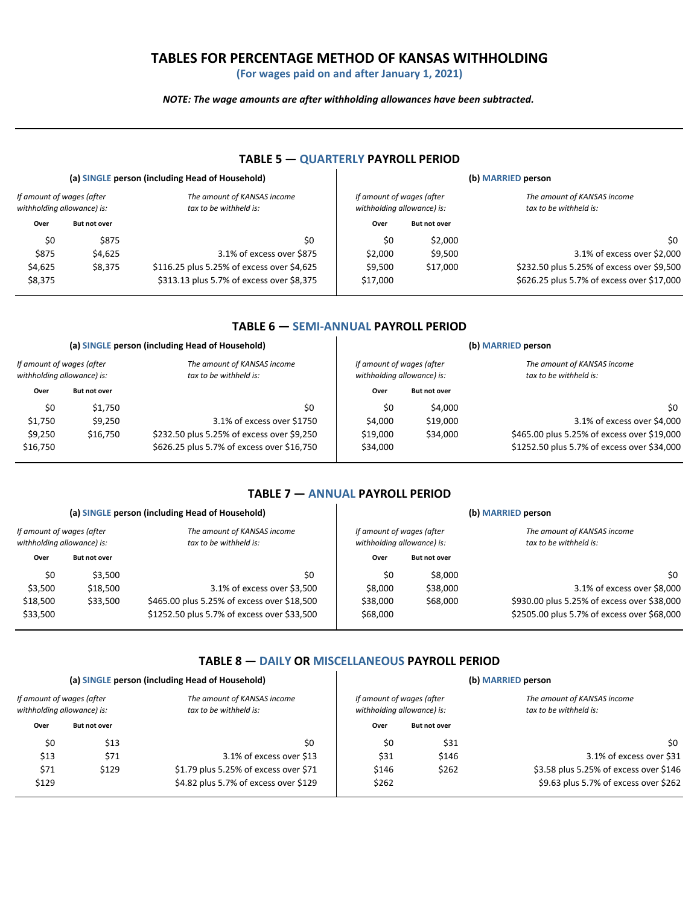# TABLES FOR PERCENTAGE METHOD OF KANSAS WITHHOLDING

**(For wages paid on and after January 1, 2021)**

***NOTE: The wage amounts are after withholding allowances have been subtracted.***

## TABLE 5 — QUARTERLY PAYROLL PERIOD

| (a) SINGLE person (including Head of Household) | | | (b) MARRIED person | | |
|---|---|---|---|---|---|
| *If amount of wages (after withholding allowance) is:* | | *The amount of KANSAS income tax to be withheld is:* | *If amount of wages (after withholding allowance) is:* | | *The amount of KANSAS income tax to be withheld is:* |
| **Over** | **But not over** | | **Over** | **But not over** | |
| $0 | $875 | $0 | $0 | $2,000 | $0 |
| $875 | $4,625 | 3.1% of excess over $875 | $2,000 | $9,500 | 3.1% of excess over $2,000 |
| $4,625 | $8,375 | $116.25 plus 5.25% of excess over $4,625 | $9,500 | $17,000 | $232.50 plus 5.25% of excess over $9,500 |
| $8,375 | | $313.13 plus 5.7% of excess over $8,375 | $17,000 | | $626.25 plus 5.7% of excess over $17,000 |

## TABLE 6 — SEMI-ANNUAL PAYROLL PERIOD

| (a) SINGLE person (including Head of Household) | | | (b) MARRIED person | | |
|---|---|---|---|---|---|
| *If amount of wages (after withholding allowance) is:* | | *The amount of KANSAS income tax to be withheld is:* | *If amount of wages (after withholding allowance) is:* | | *The amount of KANSAS income tax to be withheld is:* |
| **Over** | **But not over** | | **Over** | **But not over** | |
| $0 | $1,750 | $0 | $0 | $4,000 | $0 |
| $1,750 | $9,250 | 3.1% of excess over $1750 | $4,000 | $19,000 | 3.1% of excess over $4,000 |
| $9,250 | $16,750 | $232.50 plus 5.25% of excess over $9,250 | $19,000 | $34,000 | $465.00 plus 5.25% of excess over $19,000 |
| $16,750 | | $626.25 plus 5.7% of excess over $16,750 | $34,000 | | $1252.50 plus 5.7% of excess over $34,000 |

## TABLE 7 — ANNUAL PAYROLL PERIOD

| (a) SINGLE person (including Head of Household) | | | (b) MARRIED person | | |
|---|---|---|---|---|---|
| *If amount of wages (after withholding allowance) is:* | | *The amount of KANSAS income tax to be withheld is:* | *If amount of wages (after withholding allowance) is:* | | *The amount of KANSAS income tax to be withheld is:* |
| **Over** | **But not over** | | **Over** | **But not over** | |
| $0 | $3,500 | $0 | $0 | $8,000 | $0 |
| $3,500 | $18,500 | 3.1% of excess over $3,500 | $8,000 | $38,000 | 3.1% of excess over $8,000 |
| $18,500 | $33,500 | $465.00 plus 5.25% of excess over $18,500 | $38,000 | $68,000 | $930.00 plus 5.25% of excess over $38,000 |
| $33,500 | | $1252.50 plus 5.7% of excess over $33,500 | $68,000 | | $2505.00 plus 5.7% of excess over $68,000 |

## TABLE 8 — DAILY OR MISCELLANEOUS PAYROLL PERIOD

| (a) SINGLE person (including Head of Household) | | | (b) MARRIED person | | |
|---|---|---|---|---|---|
| *If amount of wages (after withholding allowance) is:* | | *The amount of KANSAS income tax to be withheld is:* | *If amount of wages (after withholding allowance) is:* | | *The amount of KANSAS income tax to be withheld is:* |
| **Over** | **But not over** | | **Over** | **But not over** | |
| $0 | $13 | $0 | $0 | $31 | $0 |
| $13 | $71 | 3.1% of excess over $13 | $31 | $146 | 3.1% of excess over $31 |
| $71 | $129 | $1.79 plus 5.25% of excess over $71 | $146 | $262 | $3.58 plus 5.25% of excess over $146 |
| $129 | | $4.82 plus 5.7% of excess over $129 | $262 | | $9.63 plus 5.7% of excess over $262 |